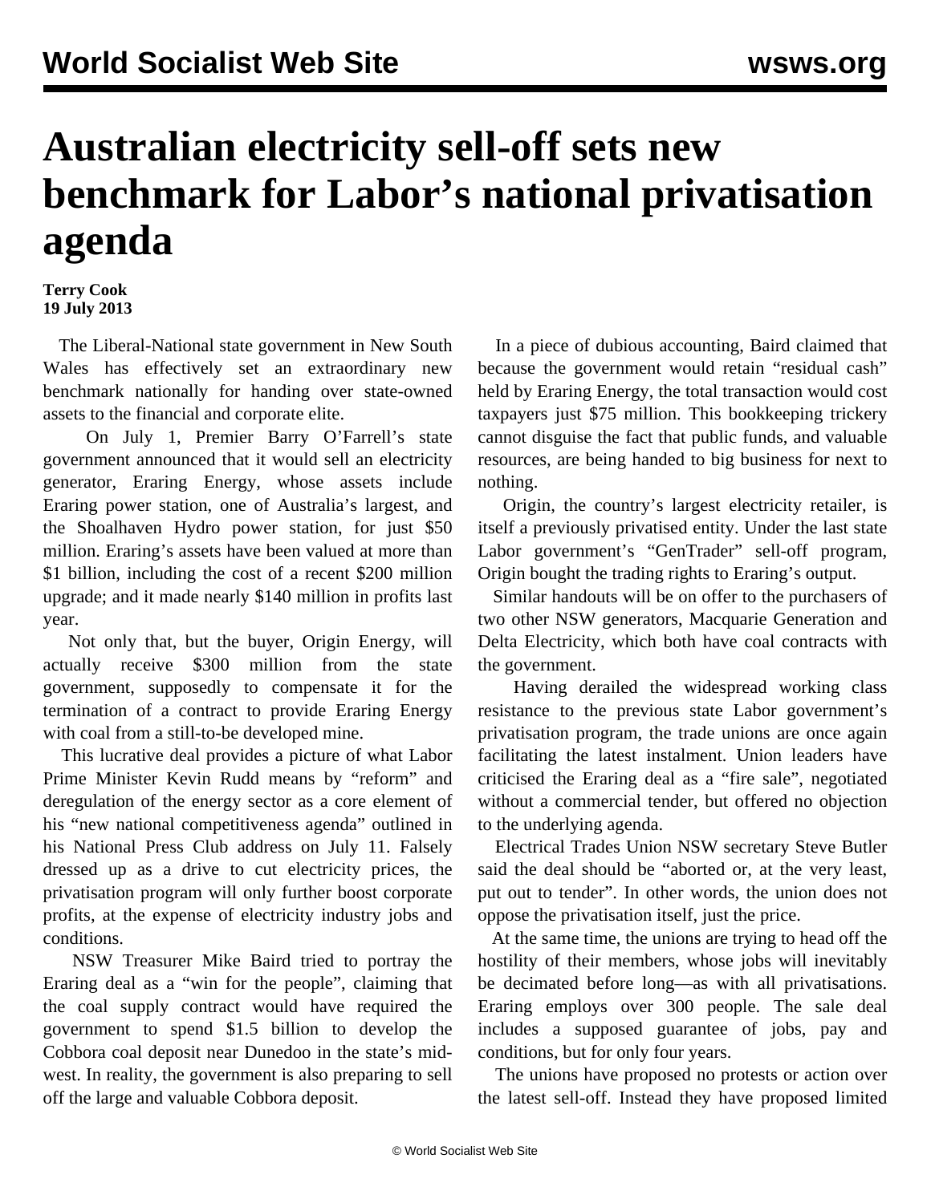# Australian electricity sell-off sets new benchmark for Labor's national privatisation agenda

**Terry Cook**
**19 July 2013**

The Liberal-National state government in New South Wales has effectively set an extraordinary new benchmark nationally for handing over state-owned assets to the financial and corporate elite.

On July 1, Premier Barry O'Farrell's state government announced that it would sell an electricity generator, Eraring Energy, whose assets include Eraring power station, one of Australia's largest, and the Shoalhaven Hydro power station, for just $50 million. Eraring's assets have been valued at more than $1 billion, including the cost of a recent $200 million upgrade; and it made nearly $140 million in profits last year.

Not only that, but the buyer, Origin Energy, will actually receive $300 million from the state government, supposedly to compensate it for the termination of a contract to provide Eraring Energy with coal from a still-to-be developed mine.

This lucrative deal provides a picture of what Labor Prime Minister Kevin Rudd means by "reform" and deregulation of the energy sector as a core element of his "new national competitiveness agenda" outlined in his National Press Club address on July 11. Falsely dressed up as a drive to cut electricity prices, the privatisation program will only further boost corporate profits, at the expense of electricity industry jobs and conditions.

NSW Treasurer Mike Baird tried to portray the Eraring deal as a "win for the people", claiming that the coal supply contract would have required the government to spend $1.5 billion to develop the Cobbora coal deposit near Dunedoo in the state's mid-west. In reality, the government is also preparing to sell off the large and valuable Cobbora deposit.

In a piece of dubious accounting, Baird claimed that because the government would retain "residual cash" held by Eraring Energy, the total transaction would cost taxpayers just $75 million. This bookkeeping trickery cannot disguise the fact that public funds, and valuable resources, are being handed to big business for next to nothing.

Origin, the country's largest electricity retailer, is itself a previously privatised entity. Under the last state Labor government's "GenTrader" sell-off program, Origin bought the trading rights to Eraring's output.

Similar handouts will be on offer to the purchasers of two other NSW generators, Macquarie Generation and Delta Electricity, which both have coal contracts with the government.

Having derailed the widespread working class resistance to the previous state Labor government's privatisation program, the trade unions are once again facilitating the latest instalment. Union leaders have criticised the Eraring deal as a "fire sale", negotiated without a commercial tender, but offered no objection to the underlying agenda.

Electrical Trades Union NSW secretary Steve Butler said the deal should be "aborted or, at the very least, put out to tender". In other words, the union does not oppose the privatisation itself, just the price.

At the same time, the unions are trying to head off the hostility of their members, whose jobs will inevitably be decimated before long—as with all privatisations. Eraring employs over 300 people. The sale deal includes a supposed guarantee of jobs, pay and conditions, but for only four years.

The unions have proposed no protests or action over the latest sell-off. Instead they have proposed limited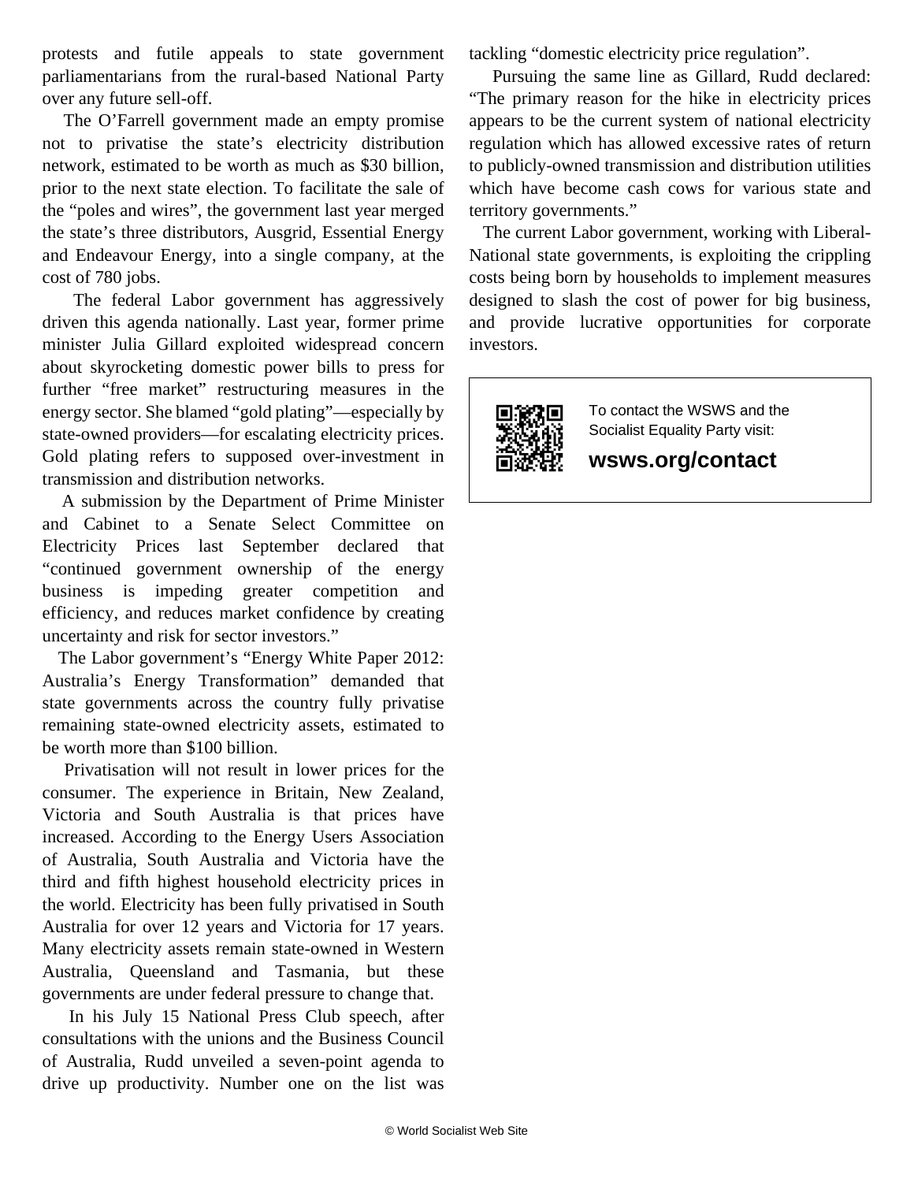protests and futile appeals to state government parliamentarians from the rural-based National Party over any future sell-off.

The O'Farrell government made an empty promise not to privatise the state's electricity distribution network, estimated to be worth as much as $30 billion, prior to the next state election. To facilitate the sale of the "poles and wires", the government last year merged the state's three distributors, Ausgrid, Essential Energy and Endeavour Energy, into a single company, at the cost of 780 jobs.

The federal Labor government has aggressively driven this agenda nationally. Last year, former prime minister Julia Gillard exploited widespread concern about skyrocketing domestic power bills to press for further "free market" restructuring measures in the energy sector. She blamed "gold plating"—especially by state-owned providers—for escalating electricity prices. Gold plating refers to supposed over-investment in transmission and distribution networks.

A submission by the Department of Prime Minister and Cabinet to a Senate Select Committee on Electricity Prices last September declared that "continued government ownership of the energy business is impeding greater competition and efficiency, and reduces market confidence by creating uncertainty and risk for sector investors."

The Labor government's "Energy White Paper 2012: Australia's Energy Transformation" demanded that state governments across the country fully privatise remaining state-owned electricity assets, estimated to be worth more than $100 billion.

Privatisation will not result in lower prices for the consumer. The experience in Britain, New Zealand, Victoria and South Australia is that prices have increased. According to the Energy Users Association of Australia, South Australia and Victoria have the third and fifth highest household electricity prices in the world. Electricity has been fully privatised in South Australia for over 12 years and Victoria for 17 years. Many electricity assets remain state-owned in Western Australia, Queensland and Tasmania, but these governments are under federal pressure to change that.

In his July 15 National Press Club speech, after consultations with the unions and the Business Council of Australia, Rudd unveiled a seven-point agenda to drive up productivity. Number one on the list was tackling "domestic electricity price regulation".

Pursuing the same line as Gillard, Rudd declared: "The primary reason for the hike in electricity prices appears to be the current system of national electricity regulation which has allowed excessive rates of return to publicly-owned transmission and distribution utilities which have become cash cows for various state and territory governments."

The current Labor government, working with Liberal-National state governments, is exploiting the crippling costs being born by households to implement measures designed to slash the cost of power for big business, and provide lucrative opportunities for corporate investors.

To contact the WSWS and the Socialist Equality Party visit:

**wsws.org/contact**